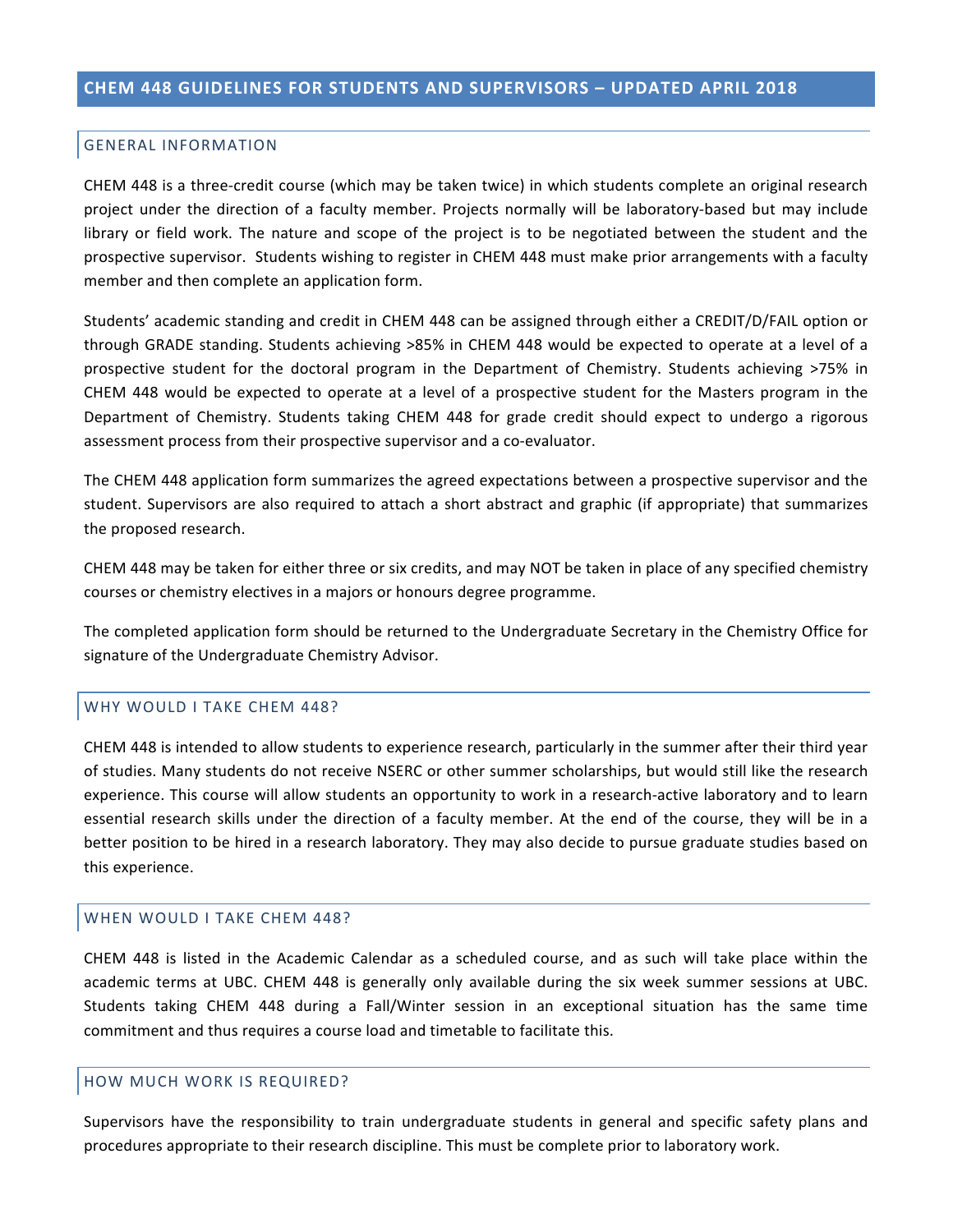# CHEM 448 GUIDELINES FOR STUDENTS AND SUPERVISORS – UPDATED APRIL 2018

## GENERAL INFORMATION

CHEM 448 is a three-credit course (which may be taken twice) in which students complete an original research project under the direction of a faculty member. Projects normally will be laboratory-based but may include library or field work. The nature and scope of the project is to be negotiated between the student and the prospective supervisor. Students wishing to register in CHEM 448 must make prior arrangements with a faculty member and then complete an application form.

Students' academic standing and credit in CHEM 448 can be assigned through either a CREDIT/D/FAIL option or through GRADE standing. Students achieving >85% in CHEM 448 would be expected to operate at a level of a prospective student for the doctoral program in the Department of Chemistry. Students achieving >75% in CHEM 448 would be expected to operate at a level of a prospective student for the Masters program in the Department of Chemistry. Students taking CHEM 448 for grade credit should expect to undergo a rigorous assessment process from their prospective supervisor and a co-evaluator.

The CHEM 448 application form summarizes the agreed expectations between a prospective supervisor and the student. Supervisors are also required to attach a short abstract and graphic (if appropriate) that summarizes the proposed research.

CHEM 448 may be taken for either three or six credits, and may NOT be taken in place of any specified chemistry courses or chemistry electives in a majors or honours degree programme.

The completed application form should be returned to the Undergraduate Secretary in the Chemistry Office for signature of the Undergraduate Chemistry Advisor.

## WHY WOULD I TAKE CHEM 448?

CHEM 448 is intended to allow students to experience research, particularly in the summer after their third year of studies. Many students do not receive NSERC or other summer scholarships, but would still like the research experience. This course will allow students an opportunity to work in a research-active laboratory and to learn essential research skills under the direction of a faculty member. At the end of the course, they will be in a better position to be hired in a research laboratory. They may also decide to pursue graduate studies based on this experience.

## WHEN WOULD I TAKE CHEM 448?

CHEM 448 is listed in the Academic Calendar as a scheduled course, and as such will take place within the academic terms at UBC. CHEM 448 is generally only available during the six week summer sessions at UBC. Students taking CHEM 448 during a Fall/Winter session in an exceptional situation has the same time commitment and thus requires a course load and timetable to facilitate this.

## HOW MUCH WORK IS REQUIRED?

Supervisors have the responsibility to train undergraduate students in general and specific safety plans and procedures appropriate to their research discipline. This must be complete prior to laboratory work.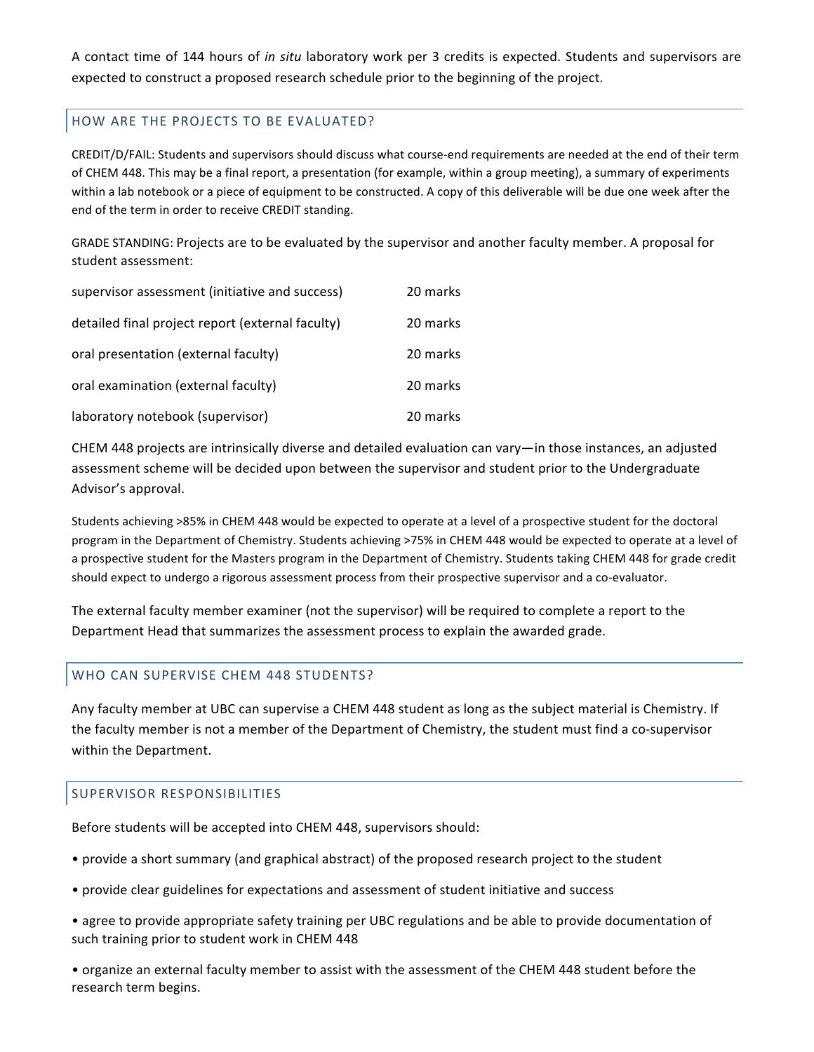A contact time of 144 hours of *in situ* laboratory work per 3 credits is expected. Students and supervisors are expected to construct a proposed research schedule prior to the beginning of the project.

## HOW ARE THE PROJECTS TO BE EVALUATED?

CREDIT/D/FAIL: Students and supervisors should discuss what course-end requirements are needed at the end of their term of CHEM 448. This may be a final report, a presentation (for example, within a group meeting), a summary of experiments within a lab notebook or a piece of equipment to be constructed. A copy of this deliverable will be due one week after the end of the term in order to receive CREDIT standing.

GRADE STANDING: Projects are to be evaluated by the supervisor and another faculty member. A proposal for student assessment:

| | |
|---|---|
| supervisor assessment (initiative and success) | 20 marks |
| detailed final project report (external faculty) | 20 marks |
| oral presentation (external faculty) | 20 marks |
| oral examination (external faculty) | 20 marks |
| laboratory notebook (supervisor) | 20 marks |

CHEM 448 projects are intrinsically diverse and detailed evaluation can vary—in those instances, an adjusted assessment scheme will be decided upon between the supervisor and student prior to the Undergraduate Advisor's approval.

Students achieving >85% in CHEM 448 would be expected to operate at a level of a prospective student for the doctoral program in the Department of Chemistry. Students achieving >75% in CHEM 448 would be expected to operate at a level of a prospective student for the Masters program in the Department of Chemistry. Students taking CHEM 448 for grade credit should expect to undergo a rigorous assessment process from their prospective supervisor and a co-evaluator.

The external faculty member examiner (not the supervisor) will be required to complete a report to the Department Head that summarizes the assessment process to explain the awarded grade.

## WHO CAN SUPERVISE CHEM 448 STUDENTS?

Any faculty member at UBC can supervise a CHEM 448 student as long as the subject material is Chemistry. If the faculty member is not a member of the Department of Chemistry, the student must find a co-supervisor within the Department.

## SUPERVISOR RESPONSIBILITIES

Before students will be accepted into CHEM 448, supervisors should:

- provide a short summary (and graphical abstract) of the proposed research project to the student
- provide clear guidelines for expectations and assessment of student initiative and success
- agree to provide appropriate safety training per UBC regulations and be able to provide documentation of such training prior to student work in CHEM 448
- organize an external faculty member to assist with the assessment of the CHEM 448 student before the research term begins.